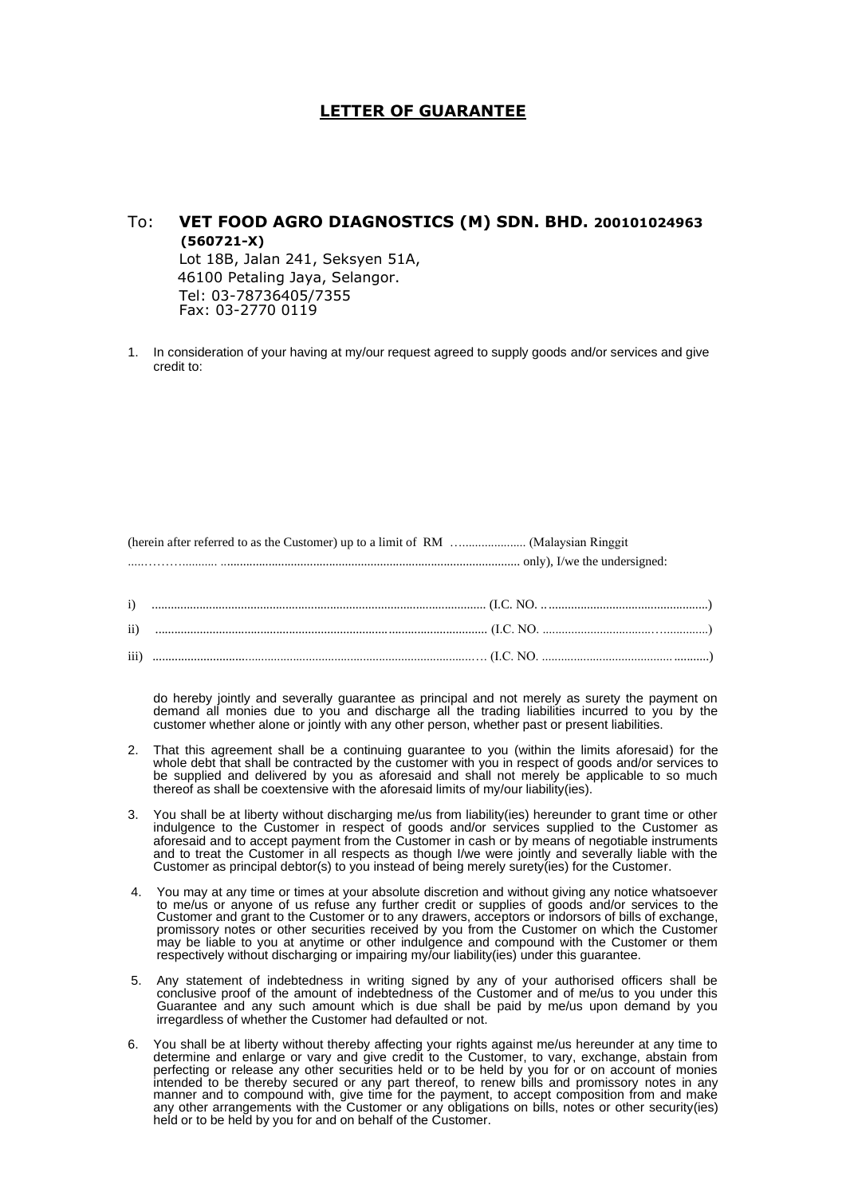# LETTER OF GUARANTEE

To: **VET FOOD AGRO DIAGNOSTICS (M) SDN. BHD. 200101024963 (560721-X)**
Lot 18B, Jalan 241, Seksyen 51A,
46100 Petaling Jaya, Selangor.
Tel: 03-78736405/7355
Fax: 03-2770 0119

1. In consideration of your having at my/our request agreed to supply goods and/or services and give credit to:

(herein after referred to as the Customer) up to a limit of RM …..................... (Malaysian Ringgit …..………........... .............................................................................................. only), I/we the undersigned:

i) ........................................................................................................ (I.C. NO. .. ..................................................)

ii) ........................................................................................................ (I.C. NO. ...................................…..............)

iii) ......................................................................................................… (I.C. NO. ......................................…........)

do hereby jointly and severally guarantee as principal and not merely as surety the payment on demand all monies due to you and discharge all the trading liabilities incurred to you by the customer whether alone or jointly with any other person, whether past or present liabilities.

2. That this agreement shall be a continuing guarantee to you (within the limits aforesaid) for the whole debt that shall be contracted by the customer with you in respect of goods and/or services to be supplied and delivered by you as aforesaid and shall not merely be applicable to so much thereof as shall be coextensive with the aforesaid limits of my/our liability(ies).

3. You shall be at liberty without discharging me/us from liability(ies) hereunder to grant time or other indulgence to the Customer in respect of goods and/or services supplied to the Customer as aforesaid and to accept payment from the Customer in cash or by means of negotiable instruments and to treat the Customer in all respects as though I/we were jointly and severally liable with the Customer as principal debtor(s) to you instead of being merely surety(ies) for the Customer.

4. You may at any time or times at your absolute discretion and without giving any notice whatsoever to me/us or anyone of us refuse any further credit or supplies of goods and/or services to the Customer and grant to the Customer or to any drawers, acceptors or indorsors of bills of exchange, promissory notes or other securities received by you from the Customer on which the Customer may be liable to you at anytime or other indulgence and compound with the Customer or them respectively without discharging or impairing my/our liability(ies) under this guarantee.

5. Any statement of indebtedness in writing signed by any of your authorised officers shall be conclusive proof of the amount of indebtedness of the Customer and of me/us to you under this Guarantee and any such amount which is due shall be paid by me/us upon demand by you irregardless of whether the Customer had defaulted or not.

6. You shall be at liberty without thereby affecting your rights against me/us hereunder at any time to determine and enlarge or vary and give credit to the Customer, to vary, exchange, abstain from perfecting or release any other securities held or to be held by you for or on account of monies intended to be thereby secured or any part thereof, to renew bills and promissory notes in any manner and to compound with, give time for the payment, to accept composition from and make any other arrangements with the Customer or any obligations on bills, notes or other security(ies) held or to be held by you for and on behalf of the Customer.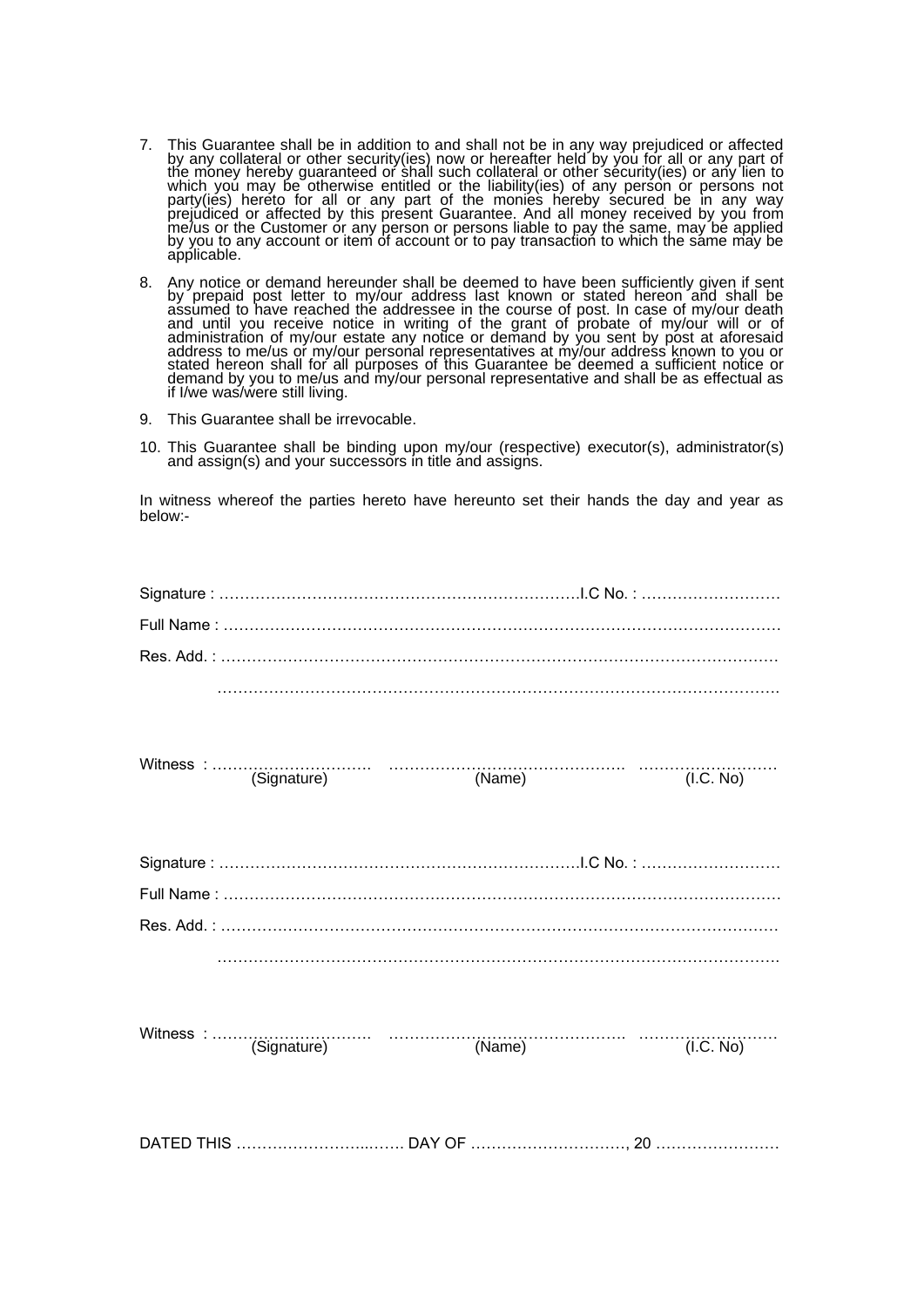7. This Guarantee shall be in addition to and shall not be in any way prejudiced or affected by any collateral or other security(ies) now or hereafter held by you for all or any part of the money hereby guaranteed or shall such collateral or other security(ies) or any lien to which you may be otherwise entitled or the liability(ies) of any person or persons not party(ies) hereto for all or any part of the monies hereby secured be in any way prejudiced or affected by this present Guarantee. And all money received by you from me/us or the Customer or any person or persons liable to pay the same, may be applied by you to any account or item of account or to pay transaction to which the same may be applicable.

8. Any notice or demand hereunder shall be deemed to have been sufficiently given if sent by prepaid post letter to my/our address last known or stated hereon and shall be assumed to have reached the addressee in the course of post. In case of my/our death and until you receive notice in writing of the grant of probate of my/our will or of administration of my/our estate any notice or demand by you sent by post at aforesaid address to me/us or my/our personal representatives at my/our address known to you or stated hereon shall for all purposes of this Guarantee be deemed a sufficient notice or demand by you to me/us and my/our personal representative and shall be as effectual as if I/we was/were still living.

9. This Guarantee shall be irrevocable.

10. This Guarantee shall be binding upon my/our (respective) executor(s), administrator(s) and assign(s) and your successors in title and assigns.

In witness whereof the parties hereto have hereunto set their hands the day and year as below:-

Signature : ……………………………………………………………I.C No. : ………………………

Full Name : ……………………………………………………………………………………………

Res. Add. : ……………………………………………………………………………………………

……………………………………………………………………………………………

Witness : ………………………… ……………………………………… ………………………
(Signature) (Name) (I.C. No)

Signature : ……………………………………………………………I.C No. : ………………………

Full Name : ……………………………………………………………………………………………

Res. Add. : ……………………………………………………………………………………………

……………………………………………………………………………………………

Witness : ………………………… ……………………………………… ………………………
(Signature) (Name) (I.C. No)

DATED THIS ……………………..……. DAY OF …………………………, 20 ……………………